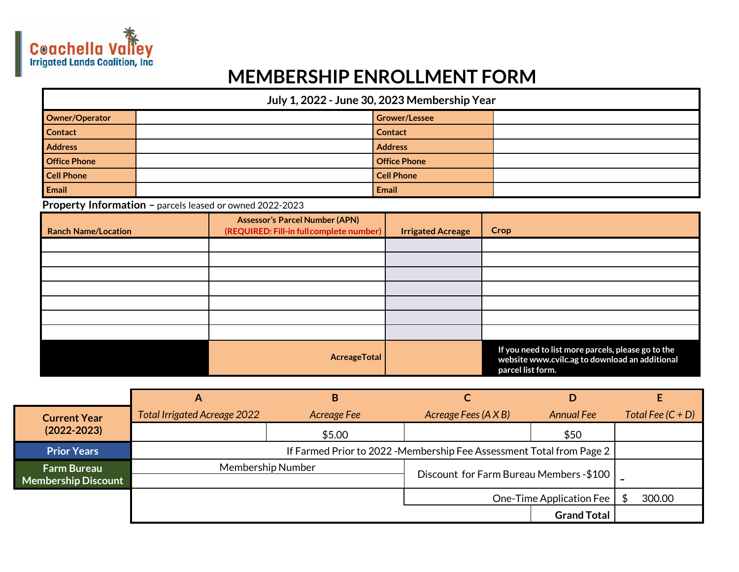Coachella Valley Irrigated Lands Coalition, Inc

# MEMBERSHIP ENROLLMENT FORM

| July 1, 2022 - June 30, 2023 Membership Year | | | |
|---|---|---|---|
| **Owner/Operator** | | **Grower/Lessee** | |
| **Contact** | | **Contact** | |
| **Address** | | **Address** | |
| **Office Phone** | | **Office Phone** | |
| **Cell Phone** | | **Cell Phone** | |
| **Email** | | **Email** | |

**Property Information –** parcels leased or owned 2022-2023

| Ranch Name/Location | Assessor's Parcel Number (APN) (REQUIRED: Fill-in full complete number) | Irrigated Acreage | Crop |
|---|---|---|---|
| | | | |
| | | | |
| | | | |
| | | | |
| | | | |
| | | | |
| | | | |
| | AcreageTotal | | If you need to list more parcels, please go to the website www.cvilc.ag to download an additional parcel list form. |

| | A | B | C | D | E |
|---|---|---|---|---|---|
| | *Total Irrigated Acreage 2022* | *Acreage Fee* | *Acreage Fees (A X B)* | *Annual Fee* | *Total Fee (C + D)* |
| **Current Year (2022-2023)** | | $5.00 | | $50 | |
| **Prior Years** | If Farmed Prior to 2022 -Membership Fee Assessment Total from Page 2 | | | | |
| **Farm Bureau Membership Discount** | Membership Number | | Discount for Farm Bureau Members -$100 | | - |
| | | | One-Time Application Fee | | $ 300.00 |
| | | | | **Grand Total** | |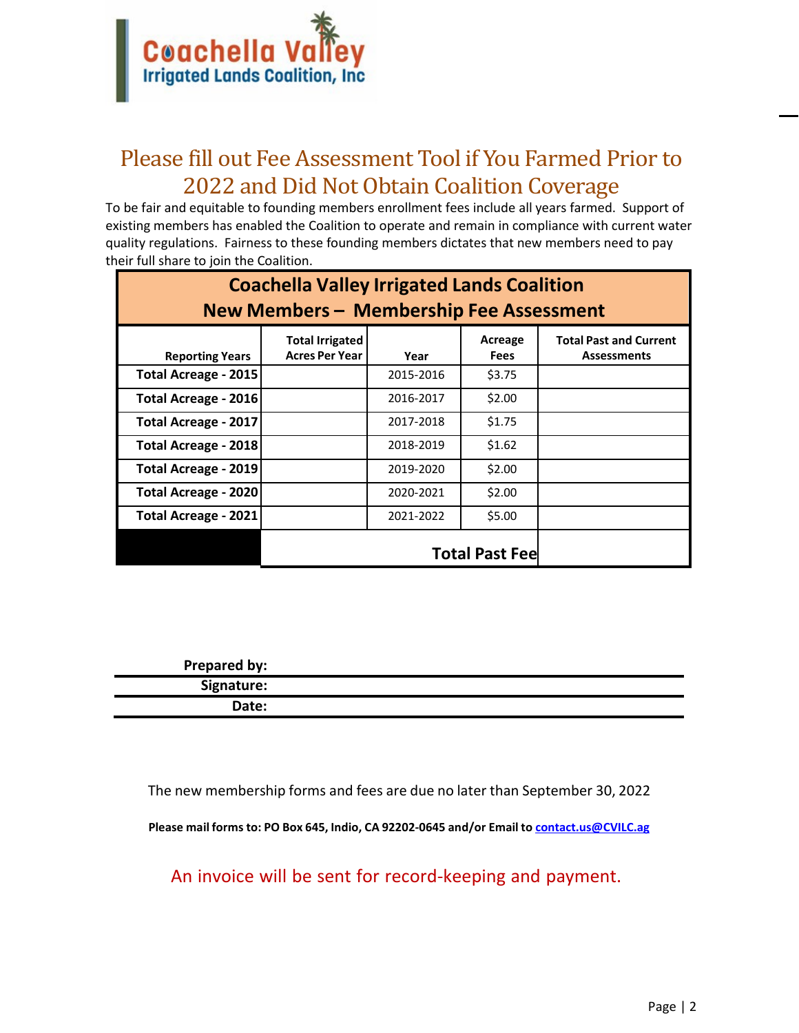Coachella Valley Irrigated Lands Coalition, Inc

# Please fill out Fee Assessment Tool if You Farmed Prior to 2022 and Did Not Obtain Coalition Coverage

To be fair and equitable to founding members enrollment fees include all years farmed. Support of existing members has enabled the Coalition to operate and remain in compliance with current water quality regulations. Fairness to these founding members dictates that new members need to pay their full share to join the Coalition.

## Coachella Valley Irrigated Lands Coalition New Members – Membership Fee Assessment

| Reporting Years | Total Irrigated Acres Per Year | Year | Acreage Fees | Total Past and Current Assessments |
|---|---|---|---|---|
| **Total Acreage - 2015** | | 2015-2016 | $3.75 | |
| **Total Acreage - 2016** | | 2016-2017 | $2.00 | |
| **Total Acreage - 2017** | | 2017-2018 | $1.75 | |
| **Total Acreage - 2018** | | 2018-2019 | $1.62 | |
| **Total Acreage - 2019** | | 2019-2020 | $2.00 | |
| **Total Acreage - 2020** | | 2020-2021 | $2.00 | |
| **Total Acreage - 2021** | | 2021-2022 | $5.00 | |
| | | | **Total Past Fee** | |

**Prepared by:**

**Signature:**

**Date:**

The new membership forms and fees are due no later than September 30, 2022

**Please mail forms to: PO Box 645, Indio, CA 92202-0645 and/or Email to contact.us@CVILC.ag**

An invoice will be sent for record-keeping and payment.